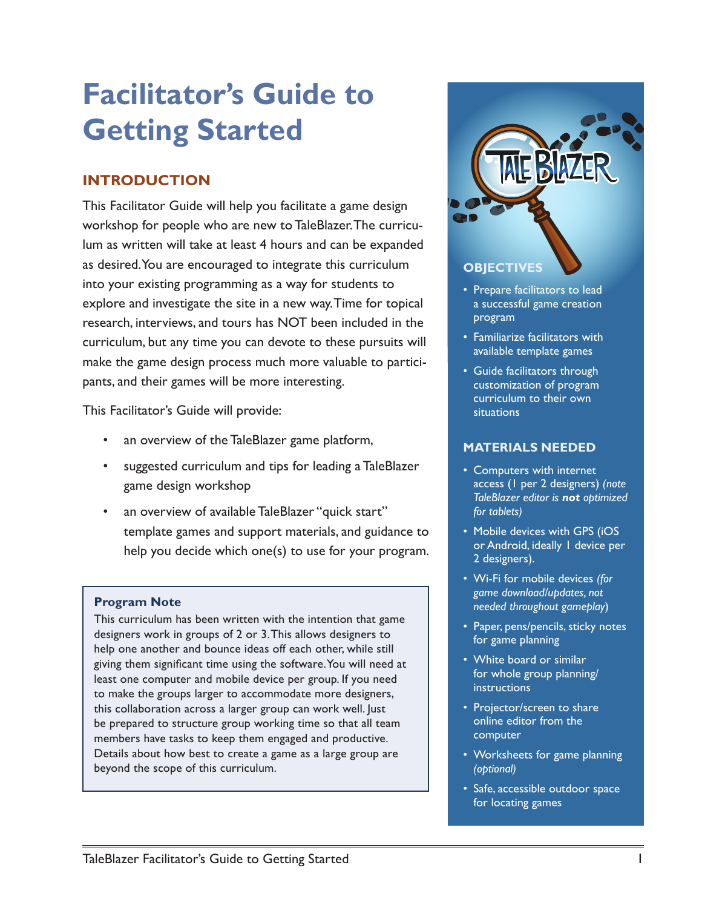# Facilitator's Guide to Getting Started

## INTRODUCTION

This Facilitator Guide will help you facilitate a game design workshop for people who are new to TaleBlazer. The curriculum as written will take at least 4 hours and can be expanded as desired. You are encouraged to integrate this curriculum into your existing programming as a way for students to explore and investigate the site in a new way. Time for topical research, interviews, and tours has NOT been included in the curriculum, but any time you can devote to these pursuits will make the game design process much more valuable to participants, and their games will be more interesting.

This Facilitator's Guide will provide:

- an overview of the TaleBlazer game platform,
- suggested curriculum and tips for leading a TaleBlazer game design workshop
- an overview of available TaleBlazer "quick start" template games and support materials, and guidance to help you decide which one(s) to use for your program.

> **Program Note**
>
> This curriculum has been written with the intention that game designers work in groups of 2 or 3. This allows designers to help one another and bounce ideas off each other, while still giving them significant time using the software. You will need at least one computer and mobile device per group. If you need to make the groups larger to accommodate more designers, this collaboration across a larger group can work well. Just be prepared to structure group working time so that all team members have tasks to keep them engaged and productive. Details about how best to create a game as a large group are beyond the scope of this curriculum.

### OBJECTIVES

- Prepare facilitators to lead a successful game creation program
- Familiarize facilitators with available template games
- Guide facilitators through customization of program curriculum to their own situations

### MATERIALS NEEDED

- Computers with internet access (1 per 2 designers) *(note TaleBlazer editor is **not** optimized for tablets)*
- Mobile devices with GPS (iOS or Android, ideally 1 device per 2 designers).
- Wi-Fi for mobile devices *(for game download/updates, not needed throughout gameplay)*
- Paper, pens/pencils, sticky notes for game planning
- White board or similar for whole group planning/ instructions
- Projector/screen to share online editor from the computer
- Worksheets for game planning *(optional)*
- Safe, accessible outdoor space for locating games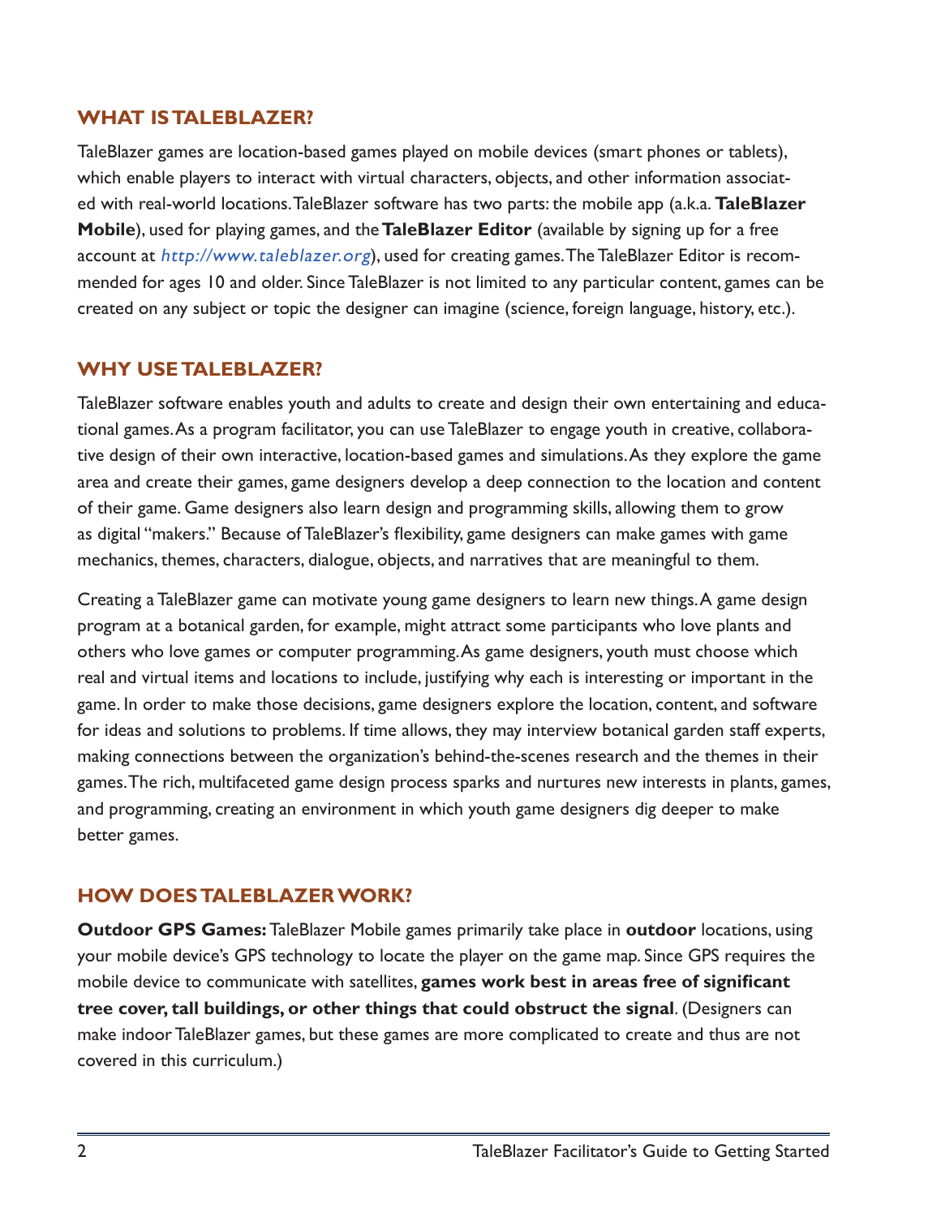## WHAT IS TALEBLAZER?

TaleBlazer games are location-based games played on mobile devices (smart phones or tablets), which enable players to interact with virtual characters, objects, and other information associated with real-world locations. TaleBlazer software has two parts: the mobile app (a.k.a. **TaleBlazer Mobile**), used for playing games, and the **TaleBlazer Editor** (available by signing up for a free account at *http://www.taleblazer.org*), used for creating games. The TaleBlazer Editor is recommended for ages 10 and older. Since TaleBlazer is not limited to any particular content, games can be created on any subject or topic the designer can imagine (science, foreign language, history, etc.).

## WHY USE TALEBLAZER?

TaleBlazer software enables youth and adults to create and design their own entertaining and educational games. As a program facilitator, you can use TaleBlazer to engage youth in creative, collaborative design of their own interactive, location-based games and simulations. As they explore the game area and create their games, game designers develop a deep connection to the location and content of their game. Game designers also learn design and programming skills, allowing them to grow as digital "makers." Because of TaleBlazer's flexibility, game designers can make games with game mechanics, themes, characters, dialogue, objects, and narratives that are meaningful to them.

Creating a TaleBlazer game can motivate young game designers to learn new things. A game design program at a botanical garden, for example, might attract some participants who love plants and others who love games or computer programming. As game designers, youth must choose which real and virtual items and locations to include, justifying why each is interesting or important in the game. In order to make those decisions, game designers explore the location, content, and software for ideas and solutions to problems. If time allows, they may interview botanical garden staff experts, making connections between the organization's behind-the-scenes research and the themes in their games. The rich, multifaceted game design process sparks and nurtures new interests in plants, games, and programming, creating an environment in which youth game designers dig deeper to make better games.

## HOW DOES TALEBLAZER WORK?

**Outdoor GPS Games:** TaleBlazer Mobile games primarily take place in **outdoor** locations, using your mobile device's GPS technology to locate the player on the game map. Since GPS requires the mobile device to communicate with satellites, **games work best in areas free of significant tree cover, tall buildings, or other things that could obstruct the signal**. (Designers can make indoor TaleBlazer games, but these games are more complicated to create and thus are not covered in this curriculum.)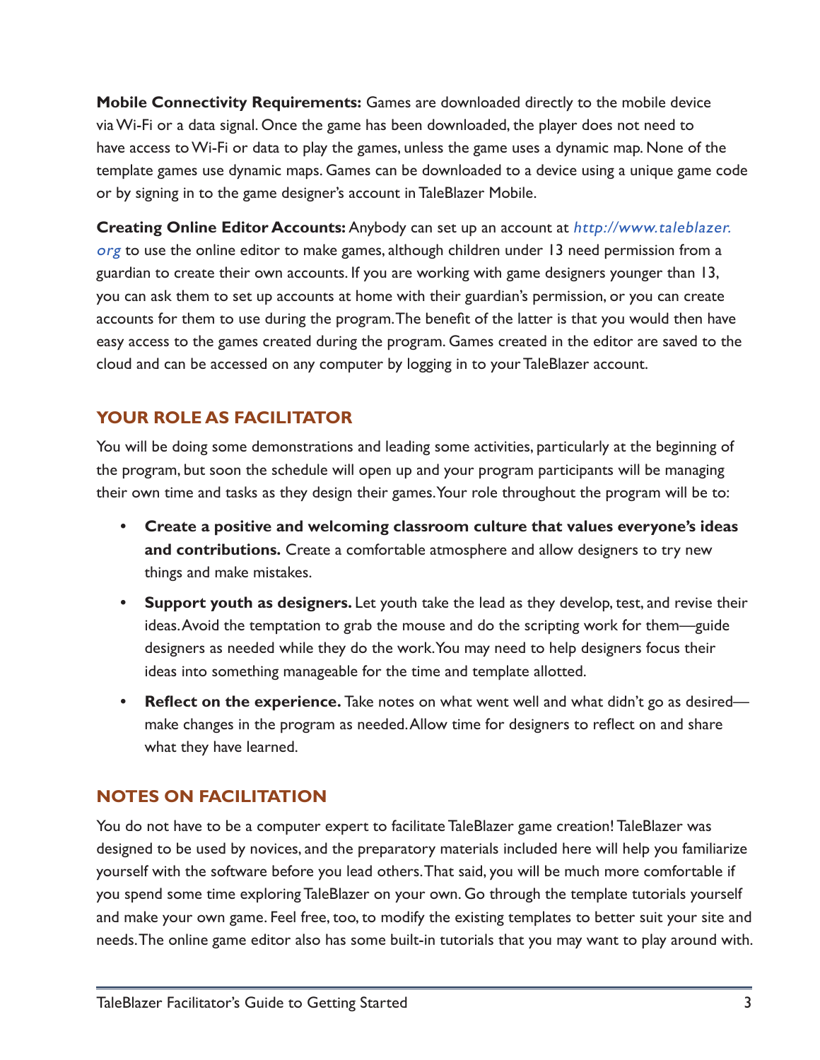**Mobile Connectivity Requirements:** Games are downloaded directly to the mobile device via Wi-Fi or a data signal. Once the game has been downloaded, the player does not need to have access to Wi-Fi or data to play the games, unless the game uses a dynamic map. None of the template games use dynamic maps. Games can be downloaded to a device using a unique game code or by signing in to the game designer's account in TaleBlazer Mobile.

**Creating Online Editor Accounts:** Anybody can set up an account at *http://www.taleblazer.org* to use the online editor to make games, although children under 13 need permission from a guardian to create their own accounts. If you are working with game designers younger than 13, you can ask them to set up accounts at home with their guardian's permission, or you can create accounts for them to use during the program. The benefit of the latter is that you would then have easy access to the games created during the program. Games created in the editor are saved to the cloud and can be accessed on any computer by logging in to your TaleBlazer account.

## YOUR ROLE AS FACILITATOR

You will be doing some demonstrations and leading some activities, particularly at the beginning of the program, but soon the schedule will open up and your program participants will be managing their own time and tasks as they design their games. Your role throughout the program will be to:

- **Create a positive and welcoming classroom culture that values everyone's ideas and contributions.** Create a comfortable atmosphere and allow designers to try new things and make mistakes.
- **Support youth as designers.** Let youth take the lead as they develop, test, and revise their ideas. Avoid the temptation to grab the mouse and do the scripting work for them—guide designers as needed while they do the work. You may need to help designers focus their ideas into something manageable for the time and template allotted.
- **Reflect on the experience.** Take notes on what went well and what didn't go as desired—make changes in the program as needed. Allow time for designers to reflect on and share what they have learned.

## NOTES ON FACILITATION

You do not have to be a computer expert to facilitate TaleBlazer game creation! TaleBlazer was designed to be used by novices, and the preparatory materials included here will help you familiarize yourself with the software before you lead others. That said, you will be much more comfortable if you spend some time exploring TaleBlazer on your own. Go through the template tutorials yourself and make your own game. Feel free, too, to modify the existing templates to better suit your site and needs. The online game editor also has some built-in tutorials that you may want to play around with.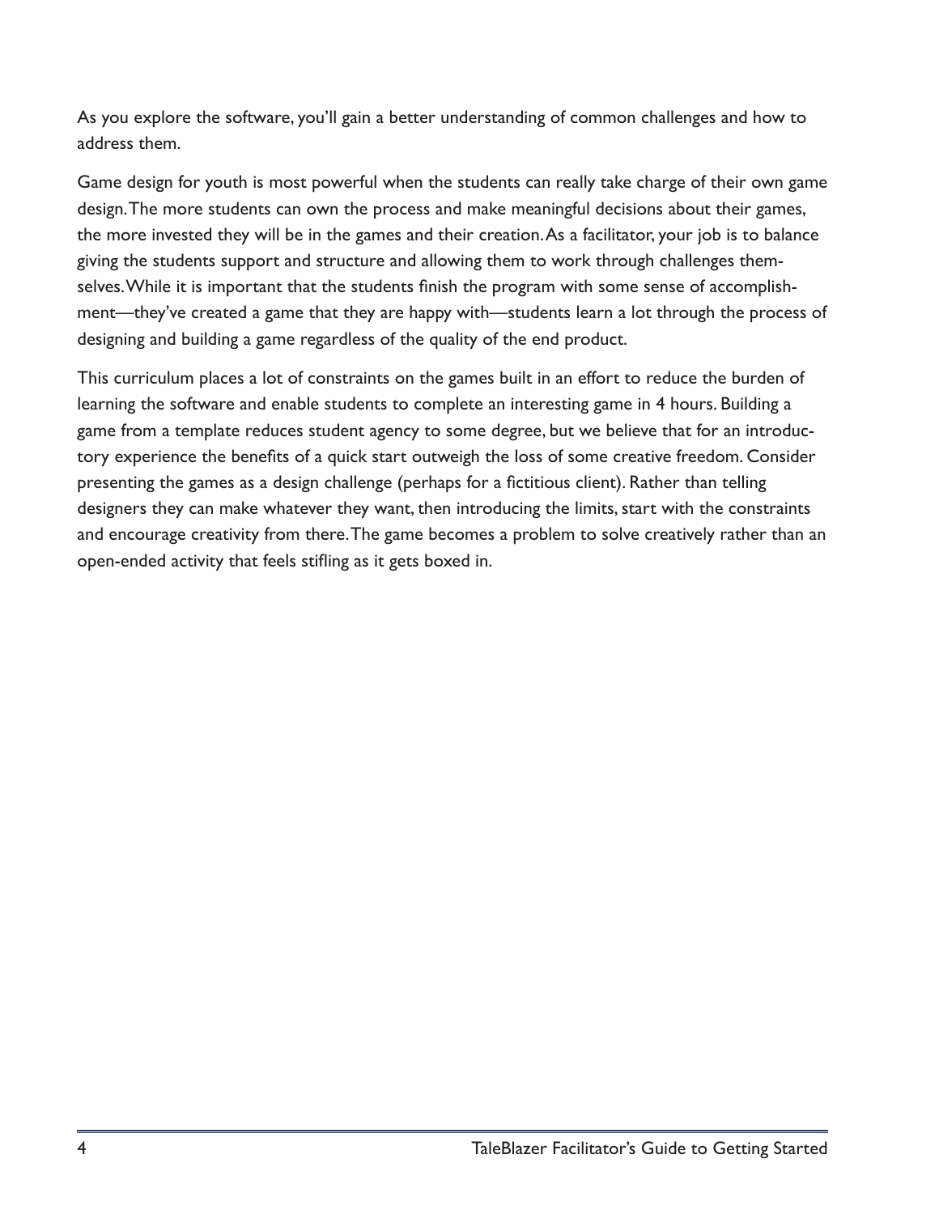As you explore the software, you'll gain a better understanding of common challenges and how to address them.

Game design for youth is most powerful when the students can really take charge of their own game design. The more students can own the process and make meaningful decisions about their games, the more invested they will be in the games and their creation. As a facilitator, your job is to balance giving the students support and structure and allowing them to work through challenges themselves. While it is important that the students finish the program with some sense of accomplishment—they've created a game that they are happy with—students learn a lot through the process of designing and building a game regardless of the quality of the end product.

This curriculum places a lot of constraints on the games built in an effort to reduce the burden of learning the software and enable students to complete an interesting game in 4 hours. Building a game from a template reduces student agency to some degree, but we believe that for an introductory experience the benefits of a quick start outweigh the loss of some creative freedom. Consider presenting the games as a design challenge (perhaps for a fictitious client). Rather than telling designers they can make whatever they want, then introducing the limits, start with the constraints and encourage creativity from there. The game becomes a problem to solve creatively rather than an open-ended activity that feels stifling as it gets boxed in.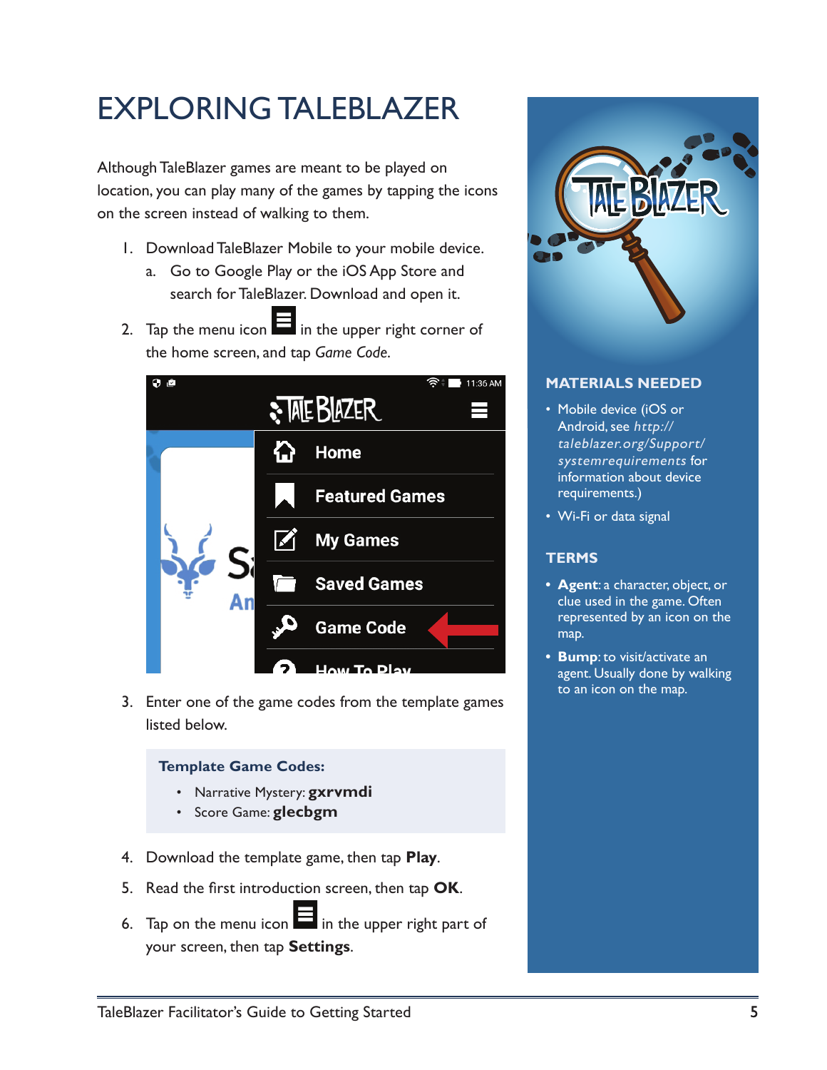# EXPLORING TALEBLAZER

Although TaleBlazer games are meant to be played on location, you can play many of the games by tapping the icons on the screen instead of walking to them.

1. Download TaleBlazer Mobile to your mobile device.
   a. Go to Google Play or the iOS App Store and search for TaleBlazer. Download and open it.
2. Tap the menu icon in the upper right corner of the home screen, and tap *Game Code*.
3. Enter one of the game codes from the template games listed below.

**Template Game Codes:**

- Narrative Mystery: **gxrvmdi**
- Score Game: **glecbgm**

4. Download the template game, then tap **Play**.
5. Read the first introduction screen, then tap **OK**.
6. Tap on the menu icon in the upper right part of your screen, then tap **Settings**.

## MATERIALS NEEDED

- Mobile device (iOS or Android, see *http://taleblazer.org/Support/systemrequirements* for information about device requirements.)
- Wi-Fi or data signal

## TERMS

- **Agent**: a character, object, or clue used in the game. Often represented by an icon on the map.
- **Bump**: to visit/activate an agent. Usually done by walking to an icon on the map.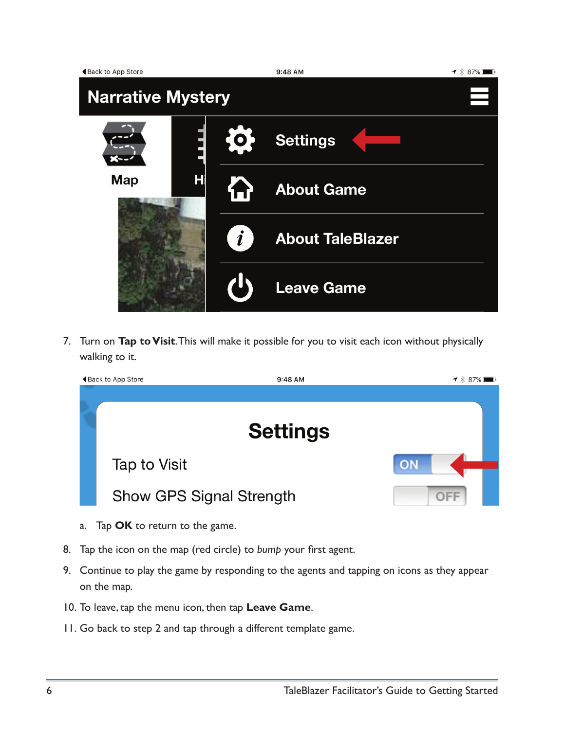7. Turn on **Tap to Visit**. This will make it possible for you to visit each icon without physically walking to it.

   a. Tap **OK** to return to the game.

8. Tap the icon on the map (red circle) to *bump* your first agent.
9. Continue to play the game by responding to the agents and tapping on icons as they appear on the map.
10. To leave, tap the menu icon, then tap **Leave Game**.
11. Go back to step 2 and tap through a different template game.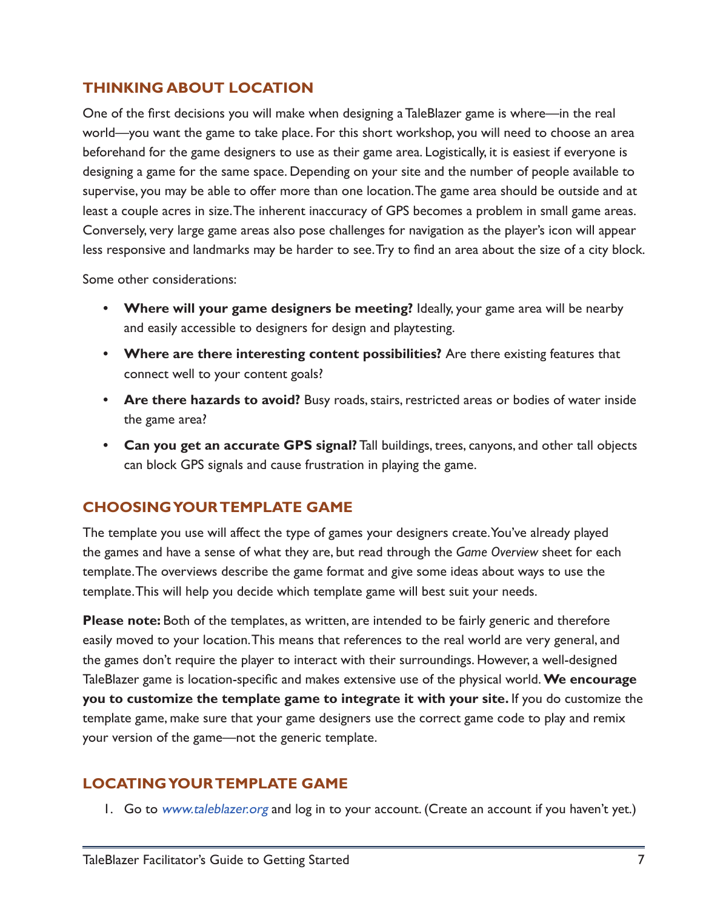## THINKING ABOUT LOCATION

One of the first decisions you will make when designing a TaleBlazer game is where—in the real world—you want the game to take place. For this short workshop, you will need to choose an area beforehand for the game designers to use as their game area. Logistically, it is easiest if everyone is designing a game for the same space. Depending on your site and the number of people available to supervise, you may be able to offer more than one location. The game area should be outside and at least a couple acres in size. The inherent inaccuracy of GPS becomes a problem in small game areas. Conversely, very large game areas also pose challenges for navigation as the player's icon will appear less responsive and landmarks may be harder to see. Try to find an area about the size of a city block.

Some other considerations:

- **Where will your game designers be meeting?** Ideally, your game area will be nearby and easily accessible to designers for design and playtesting.
- **Where are there interesting content possibilities?** Are there existing features that connect well to your content goals?
- **Are there hazards to avoid?** Busy roads, stairs, restricted areas or bodies of water inside the game area?
- **Can you get an accurate GPS signal?** Tall buildings, trees, canyons, and other tall objects can block GPS signals and cause frustration in playing the game.

## CHOOSING YOUR TEMPLATE GAME

The template you use will affect the type of games your designers create. You've already played the games and have a sense of what they are, but read through the *Game Overview* sheet for each template. The overviews describe the game format and give some ideas about ways to use the template. This will help you decide which template game will best suit your needs.

**Please note:** Both of the templates, as written, are intended to be fairly generic and therefore easily moved to your location. This means that references to the real world are very general, and the games don't require the player to interact with their surroundings. However, a well-designed TaleBlazer game is location-specific and makes extensive use of the physical world. **We encourage you to customize the template game to integrate it with your site.** If you do customize the template game, make sure that your game designers use the correct game code to play and remix your version of the game—not the generic template.

## LOCATING YOUR TEMPLATE GAME

1. Go to *www.taleblazer.org* and log in to your account. (Create an account if you haven't yet.)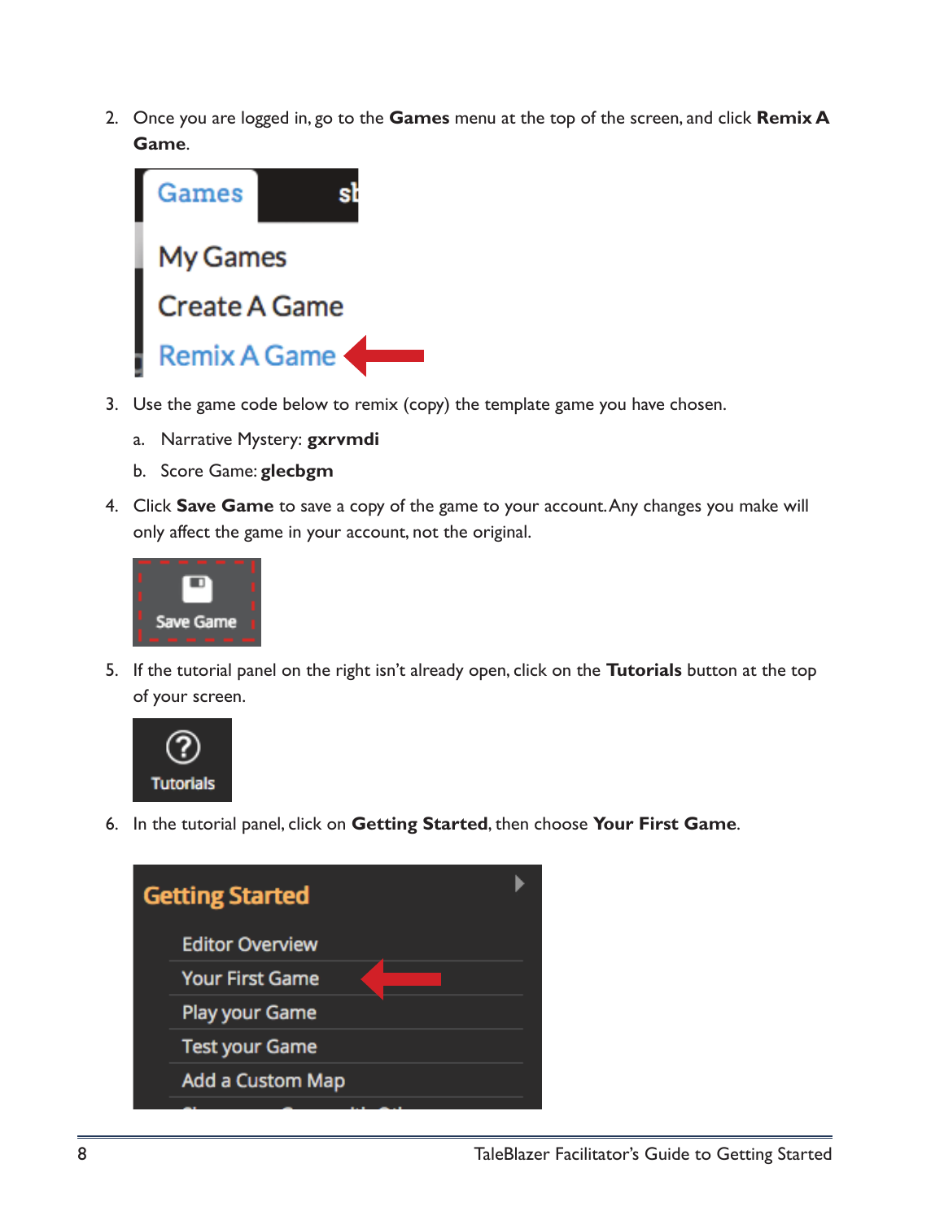2. Once you are logged in, go to the **Games** menu at the top of the screen, and click **Remix A Game**.

3. Use the game code below to remix (copy) the template game you have chosen.
   a. Narrative Mystery: **gxrvmdi**
   b. Score Game: **glecbgm**

4. Click **Save Game** to save a copy of the game to your account. Any changes you make will only affect the game in your account, not the original.

5. If the tutorial panel on the right isn't already open, click on the **Tutorials** button at the top of your screen.

6. In the tutorial panel, click on **Getting Started**, then choose **Your First Game**.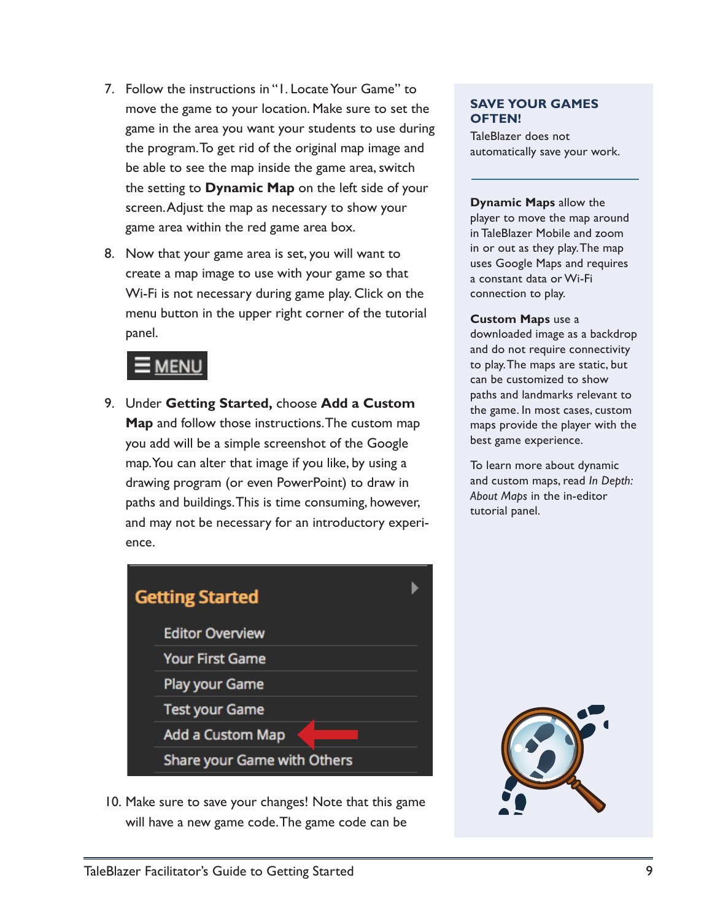7. Follow the instructions in "1. Locate Your Game" to move the game to your location. Make sure to set the game in the area you want your students to use during the program. To get rid of the original map image and be able to see the map inside the game area, switch the setting to **Dynamic Map** on the left side of your screen. Adjust the map as necessary to show your game area within the red game area box.

8. Now that your game area is set, you will want to create a map image to use with your game so that Wi-Fi is not necessary during game play. Click on the menu button in the upper right corner of the tutorial panel.

   ☰ MENU

9. Under **Getting Started,** choose **Add a Custom Map** and follow those instructions. The custom map you add will be a simple screenshot of the Google map. You can alter that image if you like, by using a drawing program (or even PowerPoint) to draw in paths and buildings. This is time consuming, however, and may not be necessary for an introductory experience.

   **Getting Started**
   - Editor Overview
   - Your First Game
   - Play your Game
   - Test your Game
   - Add a Custom Map
   - Share your Game with Others

10. Make sure to save your changes! Note that this game will have a new game code. The game code can be

## SAVE YOUR GAMES OFTEN!

TaleBlazer does not automatically save your work.

**Dynamic Maps** allow the player to move the map around in TaleBlazer Mobile and zoom in or out as they play. The map uses Google Maps and requires a constant data or Wi-Fi connection to play.

**Custom Maps** use a downloaded image as a backdrop and do not require connectivity to play. The maps are static, but can be customized to show paths and landmarks relevant to the game. In most cases, custom maps provide the player with the best game experience.

To learn more about dynamic and custom maps, read *In Depth: About Maps* in the in-editor tutorial panel.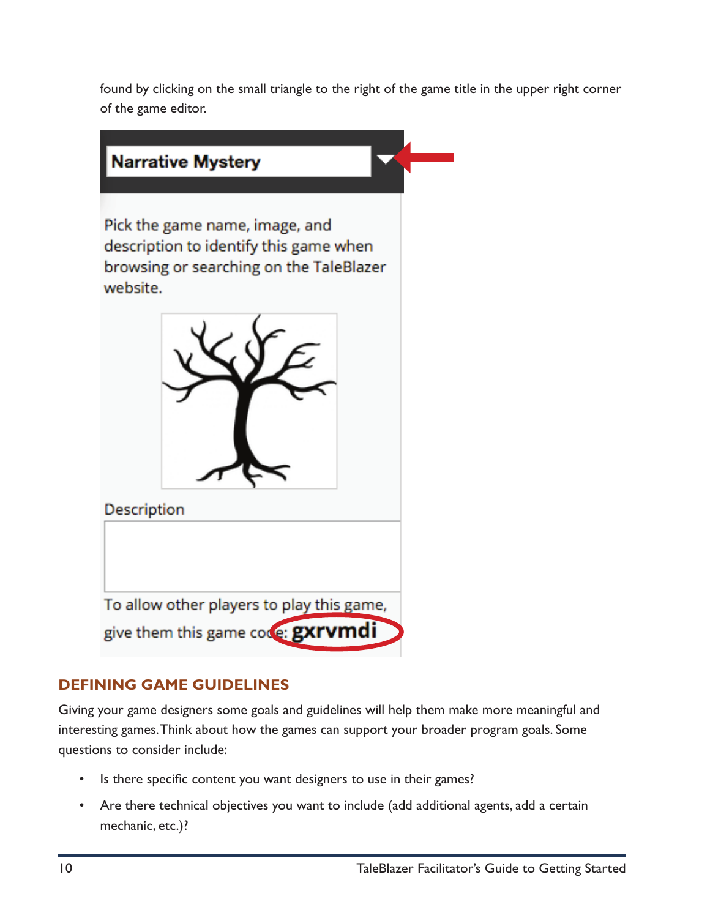found by clicking on the small triangle to the right of the game title in the upper right corner of the game editor.

Narrative Mystery

Pick the game name, image, and description to identify this game when browsing or searching on the TaleBlazer website.

Description

To allow other players to play this game, give them this game code: **gxrvmdi**

## DEFINING GAME GUIDELINES

Giving your game designers some goals and guidelines will help them make more meaningful and interesting games. Think about how the games can support your broader program goals. Some questions to consider include:

- Is there specific content you want designers to use in their games?
- Are there technical objectives you want to include (add additional agents, add a certain mechanic, etc.)?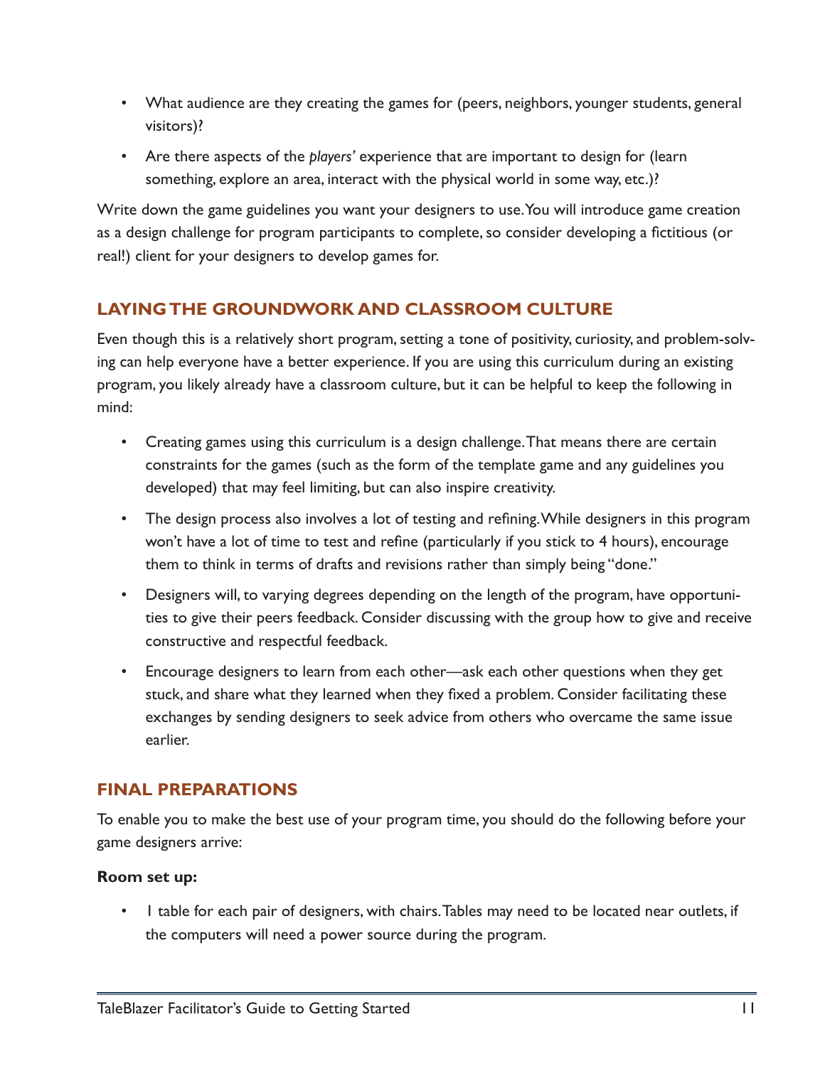- What audience are they creating the games for (peers, neighbors, younger students, general visitors)?
- Are there aspects of the *players'* experience that are important to design for (learn something, explore an area, interact with the physical world in some way, etc.)?

Write down the game guidelines you want your designers to use. You will introduce game creation as a design challenge for program participants to complete, so consider developing a fictitious (or real!) client for your designers to develop games for.

## LAYING THE GROUNDWORK AND CLASSROOM CULTURE

Even though this is a relatively short program, setting a tone of positivity, curiosity, and problem-solving can help everyone have a better experience. If you are using this curriculum during an existing program, you likely already have a classroom culture, but it can be helpful to keep the following in mind:

- Creating games using this curriculum is a design challenge. That means there are certain constraints for the games (such as the form of the template game and any guidelines you developed) that may feel limiting, but can also inspire creativity.
- The design process also involves a lot of testing and refining. While designers in this program won't have a lot of time to test and refine (particularly if you stick to 4 hours), encourage them to think in terms of drafts and revisions rather than simply being "done."
- Designers will, to varying degrees depending on the length of the program, have opportunities to give their peers feedback. Consider discussing with the group how to give and receive constructive and respectful feedback.
- Encourage designers to learn from each other—ask each other questions when they get stuck, and share what they learned when they fixed a problem. Consider facilitating these exchanges by sending designers to seek advice from others who overcame the same issue earlier.

## FINAL PREPARATIONS

To enable you to make the best use of your program time, you should do the following before your game designers arrive:

**Room set up:**

- 1 table for each pair of designers, with chairs. Tables may need to be located near outlets, if the computers will need a power source during the program.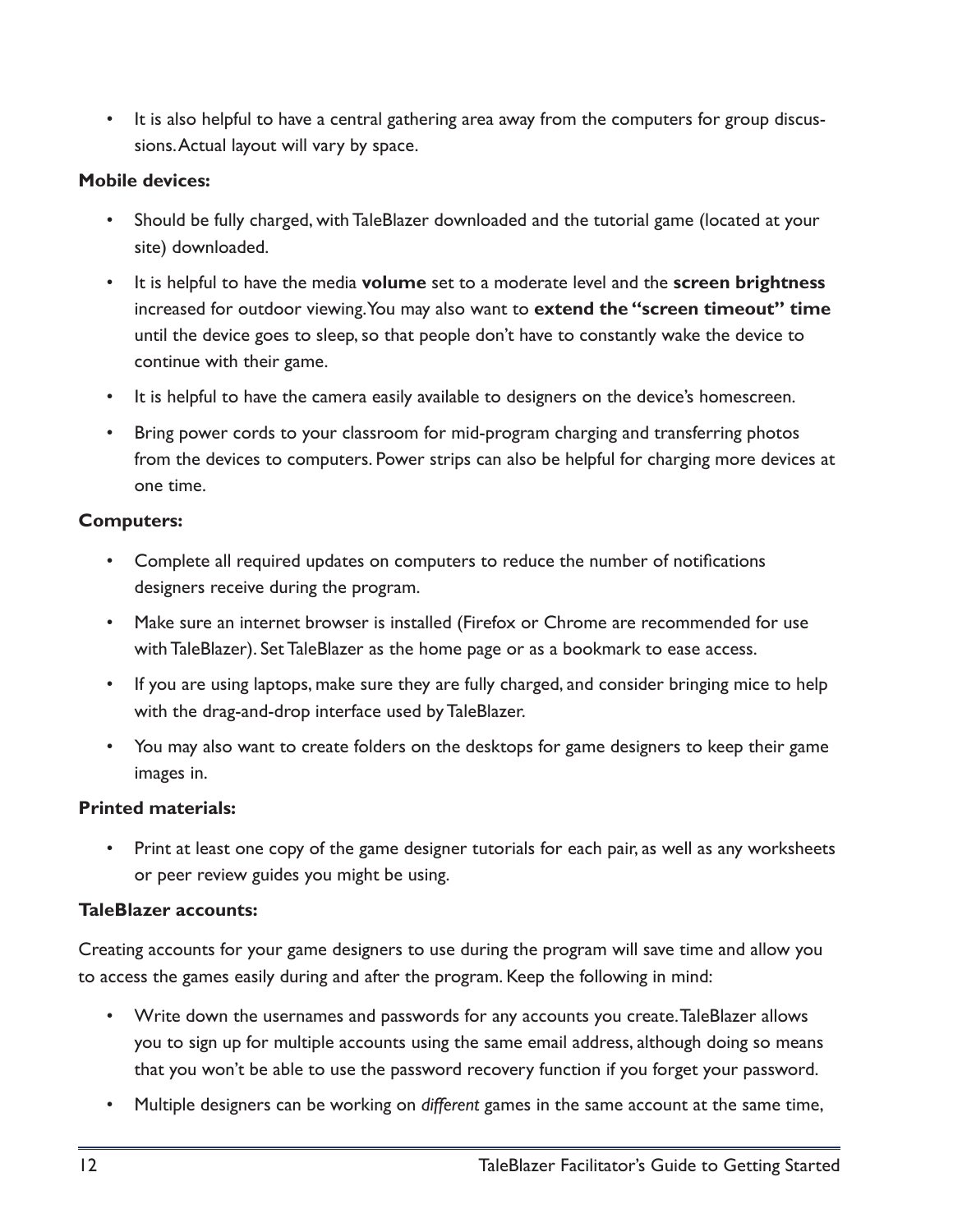- It is also helpful to have a central gathering area away from the computers for group discussions. Actual layout will vary by space.

**Mobile devices:**

- Should be fully charged, with TaleBlazer downloaded and the tutorial game (located at your site) downloaded.
- It is helpful to have the media **volume** set to a moderate level and the **screen brightness** increased for outdoor viewing. You may also want to **extend the "screen timeout" time** until the device goes to sleep, so that people don't have to constantly wake the device to continue with their game.
- It is helpful to have the camera easily available to designers on the device's homescreen.
- Bring power cords to your classroom for mid-program charging and transferring photos from the devices to computers. Power strips can also be helpful for charging more devices at one time.

**Computers:**

- Complete all required updates on computers to reduce the number of notifications designers receive during the program.
- Make sure an internet browser is installed (Firefox or Chrome are recommended for use with TaleBlazer). Set TaleBlazer as the home page or as a bookmark to ease access.
- If you are using laptops, make sure they are fully charged, and consider bringing mice to help with the drag-and-drop interface used by TaleBlazer.
- You may also want to create folders on the desktops for game designers to keep their game images in.

**Printed materials:**

- Print at least one copy of the game designer tutorials for each pair, as well as any worksheets or peer review guides you might be using.

**TaleBlazer accounts:**

Creating accounts for your game designers to use during the program will save time and allow you to access the games easily during and after the program. Keep the following in mind:

- Write down the usernames and passwords for any accounts you create. TaleBlazer allows you to sign up for multiple accounts using the same email address, although doing so means that you won't be able to use the password recovery function if you forget your password.
- Multiple designers can be working on *different* games in the same account at the same time,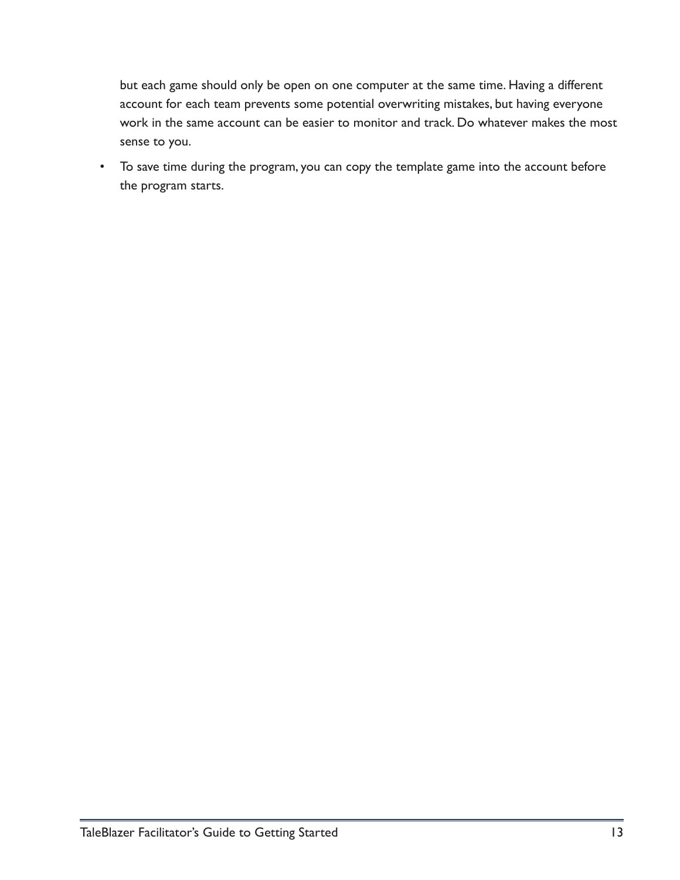but each game should only be open on one computer at the same time. Having a different account for each team prevents some potential overwriting mistakes, but having everyone work in the same account can be easier to monitor and track. Do whatever makes the most sense to you.

- To save time during the program, you can copy the template game into the account before the program starts.